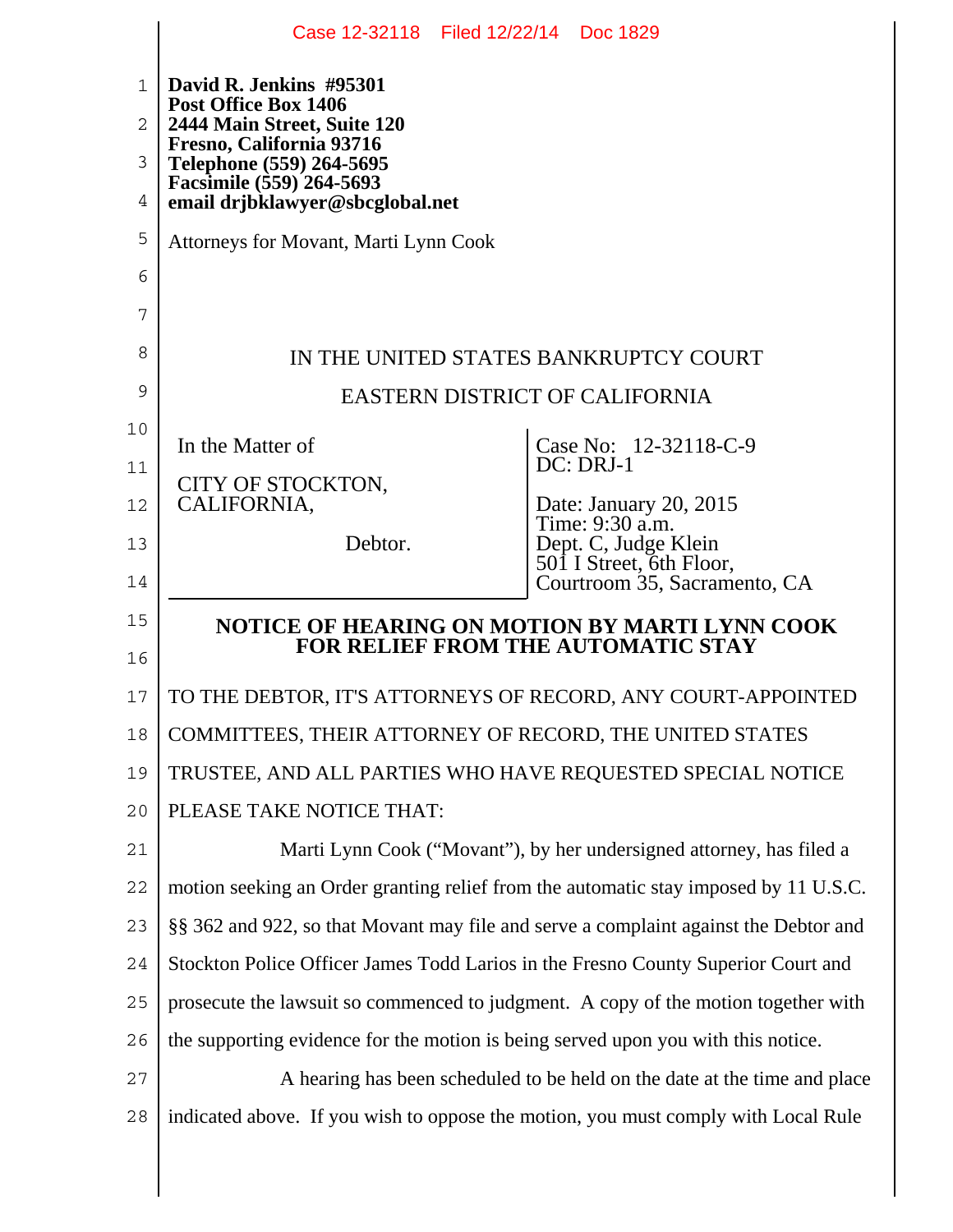**David R. Jenkins #95301**
**Post Office Box 1406**
**2444 Main Street, Suite 120**
**Fresno, California 93716**
**Telephone (559) 264-5695**
**Facsimile (559) 264-5693**
**email drjbklawyer@sbcglobal.net**

Attorneys for Movant, Marti Lynn Cook

IN THE UNITED STATES BANKRUPTCY COURT

EASTERN DISTRICT OF CALIFORNIA

| | |
|---|---|
| In the Matter of<br><br>CITY OF STOCKTON, CALIFORNIA,<br><br>Debtor. | Case No: 12-32118-C-9<br>DC: DRJ-1<br><br>Date: January 20, 2015<br>Time: 9:30 a.m.<br>Dept. C, Judge Klein<br>501 I Street, 6th Floor,<br>Courtroom 35, Sacramento, CA |

**NOTICE OF HEARING ON MOTION BY MARTI LYNN COOK FOR RELIEF FROM THE AUTOMATIC STAY**

TO THE DEBTOR, IT'S ATTORNEYS OF RECORD, ANY COURT-APPOINTED COMMITTEES, THEIR ATTORNEY OF RECORD, THE UNITED STATES TRUSTEE, AND ALL PARTIES WHO HAVE REQUESTED SPECIAL NOTICE PLEASE TAKE NOTICE THAT:

Marti Lynn Cook ("Movant"), by her undersigned attorney, has filed a motion seeking an Order granting relief from the automatic stay imposed by 11 U.S.C. §§ 362 and 922, so that Movant may file and serve a complaint against the Debtor and Stockton Police Officer James Todd Larios in the Fresno County Superior Court and prosecute the lawsuit so commenced to judgment. A copy of the motion together with the supporting evidence for the motion is being served upon you with this notice.

A hearing has been scheduled to be held on the date at the time and place indicated above. If you wish to oppose the motion, you must comply with Local Rule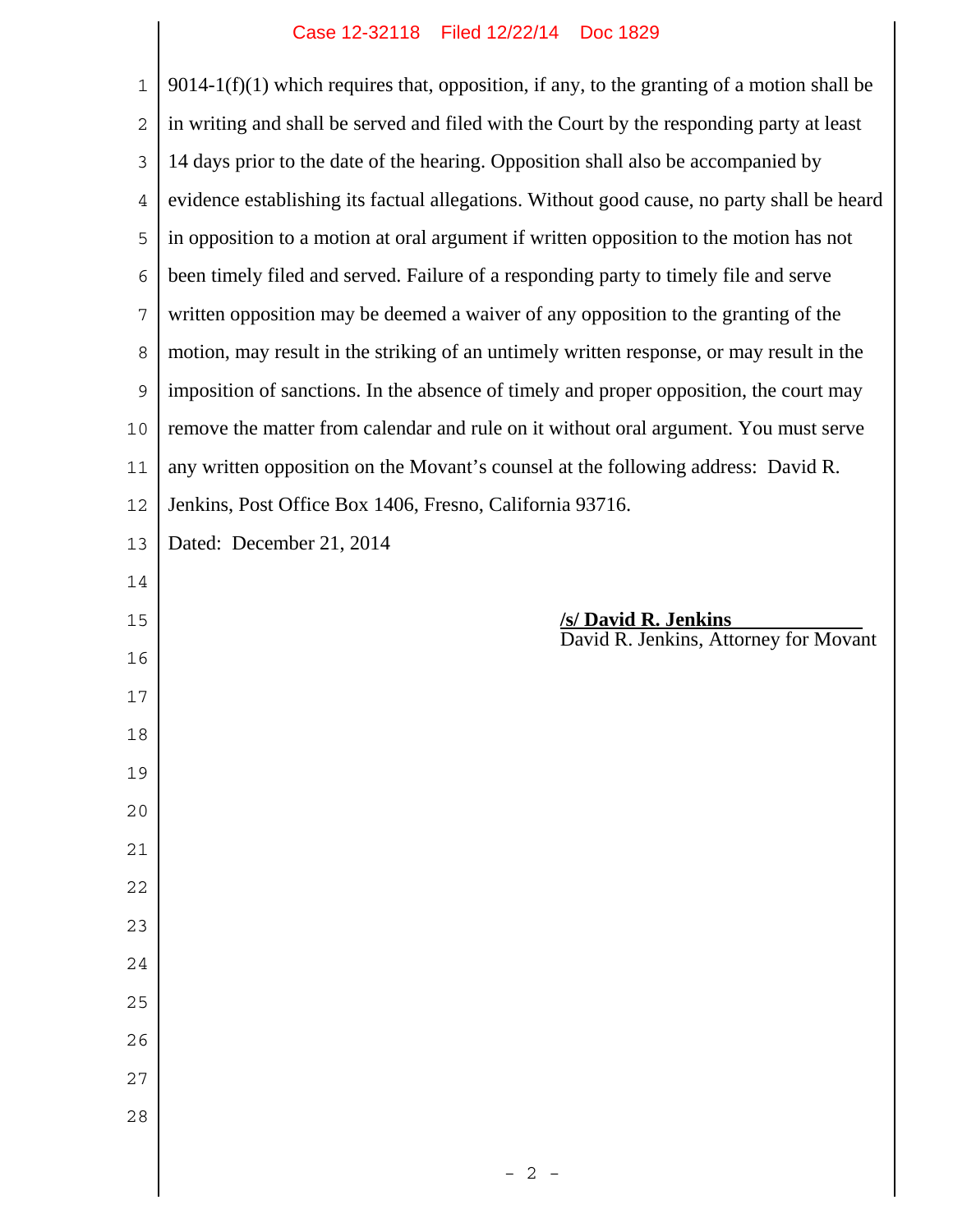9014-1(f)(1) which requires that, opposition, if any, to the granting of a motion shall be in writing and shall be served and filed with the Court by the responding party at least 14 days prior to the date of the hearing. Opposition shall also be accompanied by evidence establishing its factual allegations. Without good cause, no party shall be heard in opposition to a motion at oral argument if written opposition to the motion has not been timely filed and served. Failure of a responding party to timely file and serve written opposition may be deemed a waiver of any opposition to the granting of the motion, may result in the striking of an untimely written response, or may result in the imposition of sanctions. In the absence of timely and proper opposition, the court may remove the matter from calendar and rule on it without oral argument. You must serve any written opposition on the Movant's counsel at the following address: David R. Jenkins, Post Office Box 1406, Fresno, California 93716.

Dated: December 21, 2014

**/s/ David R. Jenkins**
David R. Jenkins, Attorney for Movant